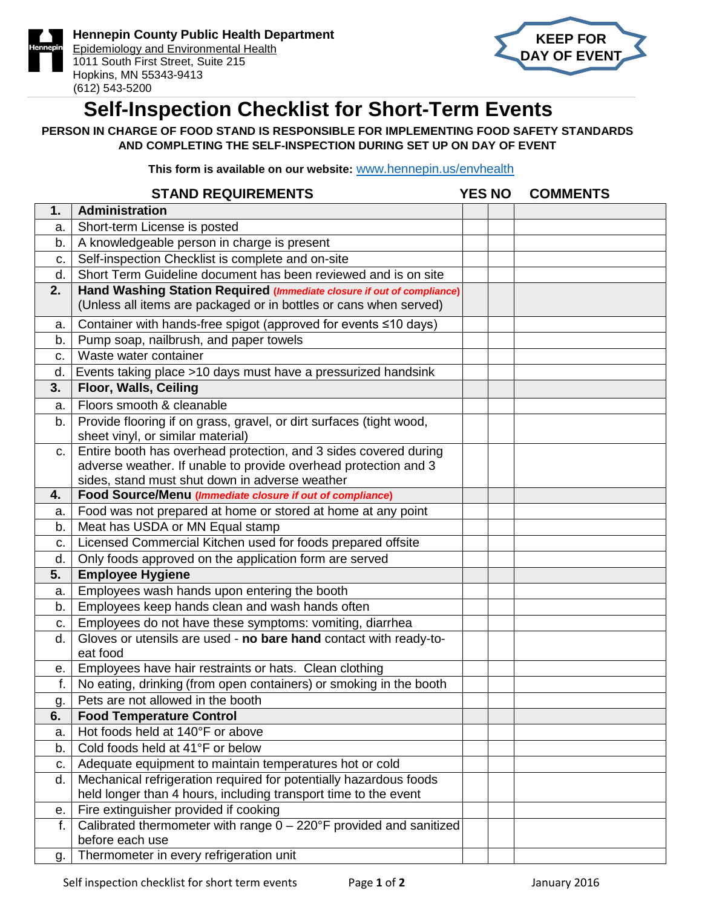**Hennepin County Public Health Department**
Epidemiology and Environmental Health
1011 South First Street, Suite 215
Hopkins, MN 55343-9413
(612) 543-5200

**KEEP FOR DAY OF EVENT**

# Self-Inspection Checklist for Short-Term Events

**PERSON IN CHARGE OF FOOD STAND IS RESPONSIBLE FOR IMPLEMENTING FOOD SAFETY STANDARDS AND COMPLETING THE SELF-INSPECTION DURING SET UP ON DAY OF EVENT**

**This form is available on our website:** www.hennepin.us/envhealth

| | STAND REQUIREMENTS | YES | NO | COMMENTS |
|---|---|---|---|---|
| **1.** | **Administration** | | | |
| a. | Short-term License is posted | | | |
| b. | A knowledgeable person in charge is present | | | |
| c. | Self-inspection Checklist is complete and on-site | | | |
| d. | Short Term Guideline document has been reviewed and is on site | | | |
| **2.** | **Hand Washing Station Required** (***Immediate closure if out of compliance***) (Unless all items are packaged or in bottles or cans when served) | | | |
| a. | Container with hands-free spigot (approved for events ≤10 days) | | | |
| b. | Pump soap, nailbrush, and paper towels | | | |
| c. | Waste water container | | | |
| d. | Events taking place >10 days must have a pressurized handsink | | | |
| **3.** | **Floor, Walls, Ceiling** | | | |
| a. | Floors smooth & cleanable | | | |
| b. | Provide flooring if on grass, gravel, or dirt surfaces (tight wood, sheet vinyl, or similar material) | | | |
| c. | Entire booth has overhead protection, and 3 sides covered during adverse weather. If unable to provide overhead protection and 3 sides, stand must shut down in adverse weather | | | |
| **4.** | **Food Source/Menu** (***Immediate closure if out of compliance***) | | | |
| a. | Food was not prepared at home or stored at home at any point | | | |
| b. | Meat has USDA or MN Equal stamp | | | |
| c. | Licensed Commercial Kitchen used for foods prepared offsite | | | |
| d. | Only foods approved on the application form are served | | | |
| **5.** | **Employee Hygiene** | | | |
| a. | Employees wash hands upon entering the booth | | | |
| b. | Employees keep hands clean and wash hands often | | | |
| c. | Employees do not have these symptoms: vomiting, diarrhea | | | |
| d. | Gloves or utensils are used - **no bare hand** contact with ready-to-eat food | | | |
| e. | Employees have hair restraints or hats. Clean clothing | | | |
| f. | No eating, drinking (from open containers) or smoking in the booth | | | |
| g. | Pets are not allowed in the booth | | | |
| **6.** | **Food Temperature Control** | | | |
| a. | Hot foods held at 140°F or above | | | |
| b. | Cold foods held at 41°F or below | | | |
| c. | Adequate equipment to maintain temperatures hot or cold | | | |
| d. | Mechanical refrigeration required for potentially hazardous foods held longer than 4 hours, including transport time to the event | | | |
| e. | Fire extinguisher provided if cooking | | | |
| f. | Calibrated thermometer with range 0 – 220°F provided and sanitized before each use | | | |
| g. | Thermometer in every refrigeration unit | | | |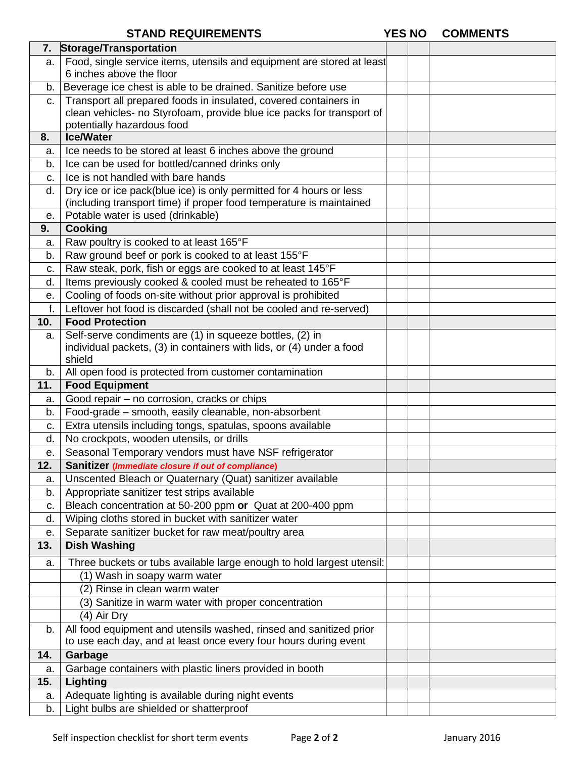| | STAND REQUIREMENTS | YES | NO | COMMENTS |
|---|---|---|---|---|
| **7.** | **Storage/Transportation** | | | |
| a. | Food, single service items, utensils and equipment are stored at least 6 inches above the floor | | | |
| b. | Beverage ice chest is able to be drained. Sanitize before use | | | |
| c. | Transport all prepared foods in insulated, covered containers in clean vehicles- no Styrofoam, provide blue ice packs for transport of potentially hazardous food | | | |
| **8.** | **Ice/Water** | | | |
| a. | Ice needs to be stored at least 6 inches above the ground | | | |
| b. | Ice can be used for bottled/canned drinks only | | | |
| c. | Ice is not handled with bare hands | | | |
| d. | Dry ice or ice pack(blue ice) is only permitted for 4 hours or less (including transport time) if proper food temperature is maintained | | | |
| e. | Potable water is used (drinkable) | | | |
| **9.** | **Cooking** | | | |
| a. | Raw poultry is cooked to at least 165°F | | | |
| b. | Raw ground beef or pork is cooked to at least 155°F | | | |
| c. | Raw steak, pork, fish or eggs are cooked to at least 145°F | | | |
| d. | Items previously cooked & cooled must be reheated to 165°F | | | |
| e. | Cooling of foods on-site without prior approval is prohibited | | | |
| f. | Leftover hot food is discarded (shall not be cooled and re-served) | | | |
| **10.** | **Food Protection** | | | |
| a. | Self-serve condiments are (1) in squeeze bottles, (2) in individual packets, (3) in containers with lids, or (4) under a food shield | | | |
| b. | All open food is protected from customer contamination | | | |
| **11.** | **Food Equipment** | | | |
| a. | Good repair – no corrosion, cracks or chips | | | |
| b. | Food-grade – smooth, easily cleanable, non-absorbent | | | |
| c. | Extra utensils including tongs, spatulas, spoons available | | | |
| d. | No crockpots, wooden utensils, or drills | | | |
| e. | Seasonal Temporary vendors must have NSF refrigerator | | | |
| **12.** | **Sanitizer** ***(Immediate closure if out of compliance)*** | | | |
| a. | Unscented Bleach or Quaternary (Quat) sanitizer available | | | |
| b. | Appropriate sanitizer test strips available | | | |
| c. | Bleach concentration at 50-200 ppm **or** Quat at 200-400 ppm | | | |
| d. | Wiping cloths stored in bucket with sanitizer water | | | |
| e. | Separate sanitizer bucket for raw meat/poultry area | | | |
| **13.** | **Dish Washing** | | | |
| a. | Three buckets or tubs available large enough to hold largest utensil: | | | |
| | (1) Wash in soapy warm water | | | |
| | (2) Rinse in clean warm water | | | |
| | (3) Sanitize in warm water with proper concentration | | | |
| | (4) Air Dry | | | |
| b. | All food equipment and utensils washed, rinsed and sanitized prior to use each day, and at least once every four hours during event | | | |
| **14.** | **Garbage** | | | |
| a. | Garbage containers with plastic liners provided in booth | | | |
| **15.** | **Lighting** | | | |
| a. | Adequate lighting is available during night events | | | |
| b. | Light bulbs are shielded or shatterproof | | | |

Self inspection checklist for short term events

January 2016